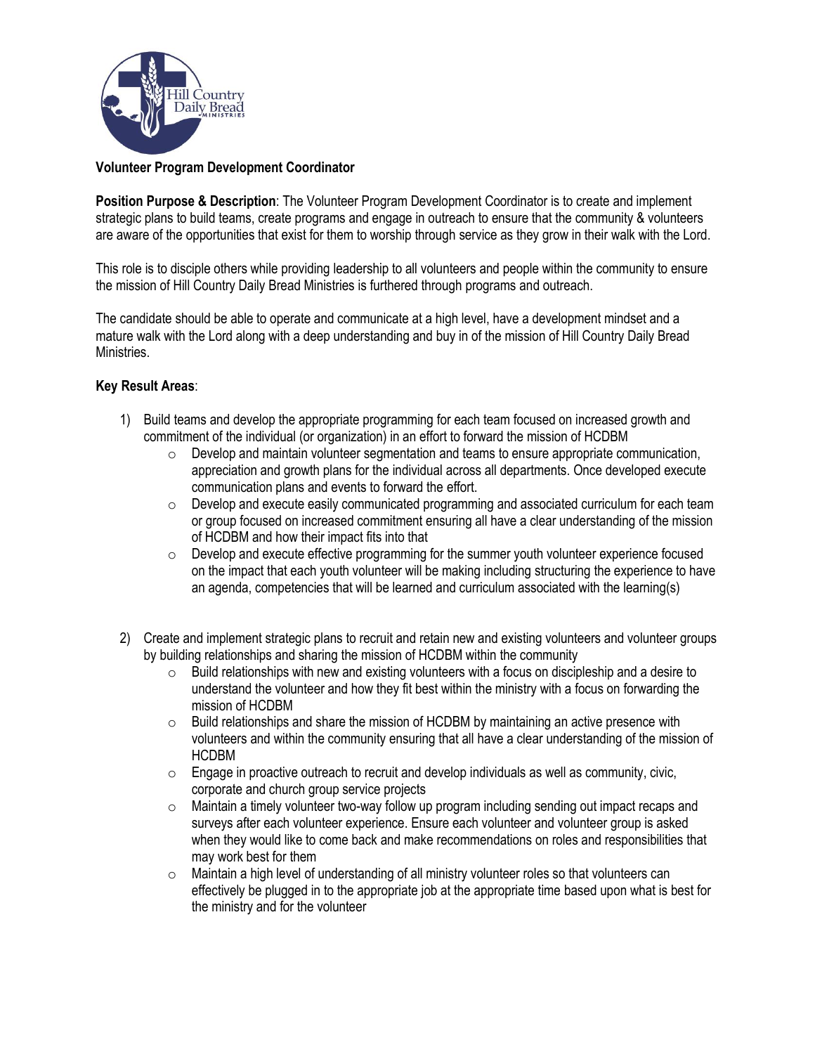**Volunteer Program Development Coordinator**

**Position Purpose & Description**: The Volunteer Program Development Coordinator is to create and implement strategic plans to build teams, create programs and engage in outreach to ensure that the community & volunteers are aware of the opportunities that exist for them to worship through service as they grow in their walk with the Lord.

This role is to disciple others while providing leadership to all volunteers and people within the community to ensure the mission of Hill Country Daily Bread Ministries is furthered through programs and outreach.

The candidate should be able to operate and communicate at a high level, have a development mindset and a mature walk with the Lord along with a deep understanding and buy in of the mission of Hill Country Daily Bread Ministries.

**Key Result Areas**:

1) Build teams and develop the appropriate programming for each team focused on increased growth and commitment of the individual (or organization) in an effort to forward the mission of HCDBM
   - Develop and maintain volunteer segmentation and teams to ensure appropriate communication, appreciation and growth plans for the individual across all departments. Once developed execute communication plans and events to forward the effort.
   - Develop and execute easily communicated programming and associated curriculum for each team or group focused on increased commitment ensuring all have a clear understanding of the mission of HCDBM and how their impact fits into that
   - Develop and execute effective programming for the summer youth volunteer experience focused on the impact that each youth volunteer will be making including structuring the experience to have an agenda, competencies that will be learned and curriculum associated with the learning(s)

2) Create and implement strategic plans to recruit and retain new and existing volunteers and volunteer groups by building relationships and sharing the mission of HCDBM within the community
   - Build relationships with new and existing volunteers with a focus on discipleship and a desire to understand the volunteer and how they fit best within the ministry with a focus on forwarding the mission of HCDBM
   - Build relationships and share the mission of HCDBM by maintaining an active presence with volunteers and within the community ensuring that all have a clear understanding of the mission of HCDBM
   - Engage in proactive outreach to recruit and develop individuals as well as community, civic, corporate and church group service projects
   - Maintain a timely volunteer two-way follow up program including sending out impact recaps and surveys after each volunteer experience. Ensure each volunteer and volunteer group is asked when they would like to come back and make recommendations on roles and responsibilities that may work best for them
   - Maintain a high level of understanding of all ministry volunteer roles so that volunteers can effectively be plugged in to the appropriate job at the appropriate time based upon what is best for the ministry and for the volunteer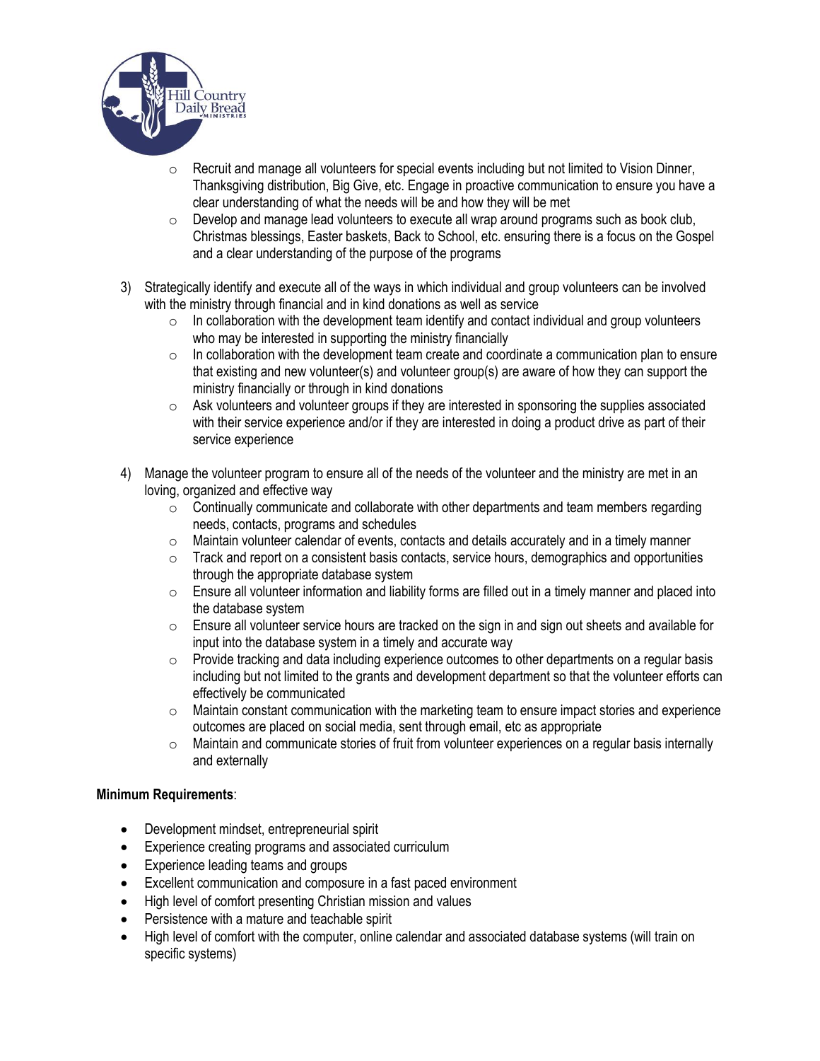- Recruit and manage all volunteers for special events including but not limited to Vision Dinner, Thanksgiving distribution, Big Give, etc. Engage in proactive communication to ensure you have a clear understanding of what the needs will be and how they will be met
- Develop and manage lead volunteers to execute all wrap around programs such as book club, Christmas blessings, Easter baskets, Back to School, etc. ensuring there is a focus on the Gospel and a clear understanding of the purpose of the programs

3) Strategically identify and execute all of the ways in which individual and group volunteers can be involved with the ministry through financial and in kind donations as well as service
   - In collaboration with the development team identify and contact individual and group volunteers who may be interested in supporting the ministry financially
   - In collaboration with the development team create and coordinate a communication plan to ensure that existing and new volunteer(s) and volunteer group(s) are aware of how they can support the ministry financially or through in kind donations
   - Ask volunteers and volunteer groups if they are interested in sponsoring the supplies associated with their service experience and/or if they are interested in doing a product drive as part of their service experience

4) Manage the volunteer program to ensure all of the needs of the volunteer and the ministry are met in an loving, organized and effective way
   - Continually communicate and collaborate with other departments and team members regarding needs, contacts, programs and schedules
   - Maintain volunteer calendar of events, contacts and details accurately and in a timely manner
   - Track and report on a consistent basis contacts, service hours, demographics and opportunities through the appropriate database system
   - Ensure all volunteer information and liability forms are filled out in a timely manner and placed into the database system
   - Ensure all volunteer service hours are tracked on the sign in and sign out sheets and available for input into the database system in a timely and accurate way
   - Provide tracking and data including experience outcomes to other departments on a regular basis including but not limited to the grants and development department so that the volunteer efforts can effectively be communicated
   - Maintain constant communication with the marketing team to ensure impact stories and experience outcomes are placed on social media, sent through email, etc as appropriate
   - Maintain and communicate stories of fruit from volunteer experiences on a regular basis internally and externally

**Minimum Requirements**:

- Development mindset, entrepreneurial spirit
- Experience creating programs and associated curriculum
- Experience leading teams and groups
- Excellent communication and composure in a fast paced environment
- High level of comfort presenting Christian mission and values
- Persistence with a mature and teachable spirit
- High level of comfort with the computer, online calendar and associated database systems (will train on specific systems)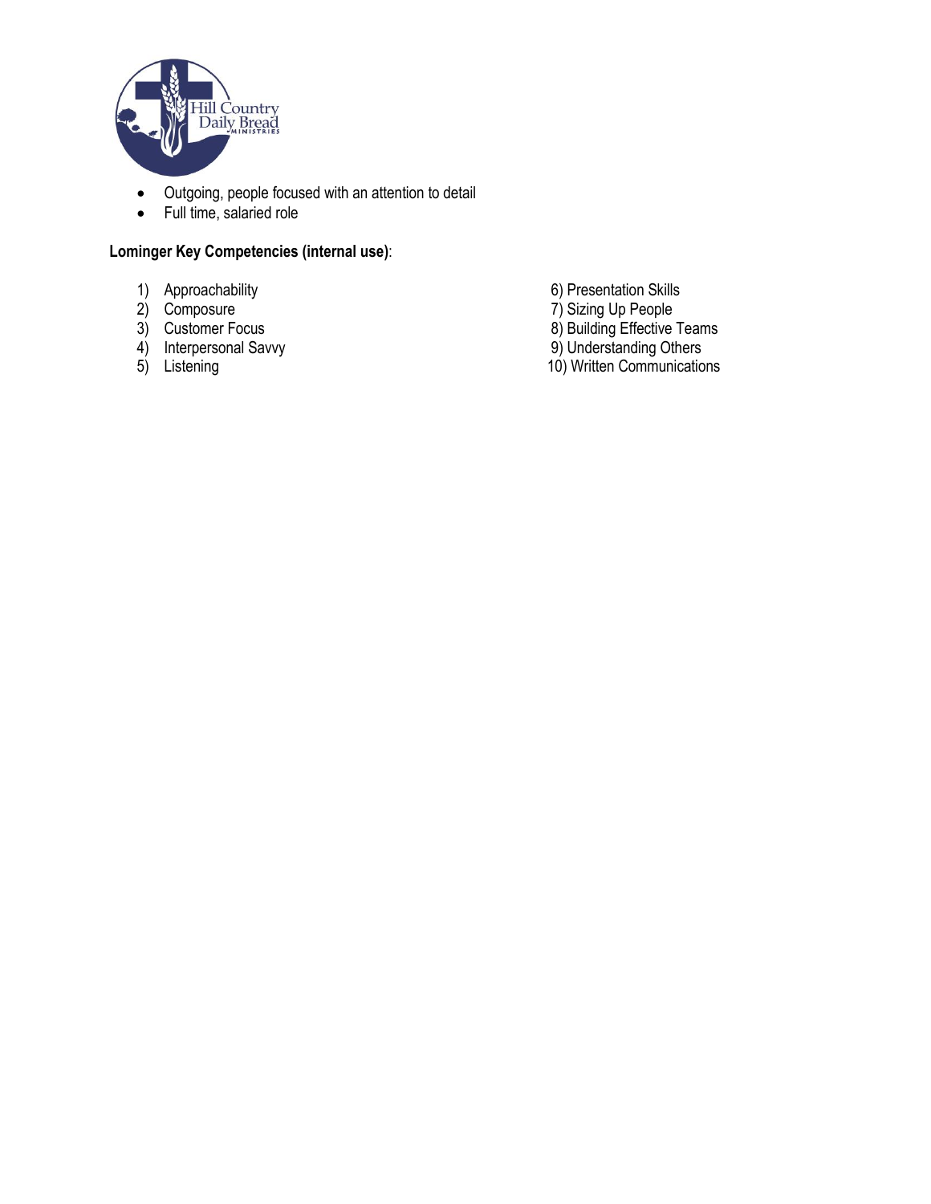- Outgoing, people focused with an attention to detail
- Full time, salaried role

**Lominger Key Competencies (internal use)**:

1) Approachability
2) Composure
3) Customer Focus
4) Interpersonal Savvy
5) Listening
6) Presentation Skills
7) Sizing Up People
8) Building Effective Teams
9) Understanding Others
10) Written Communications